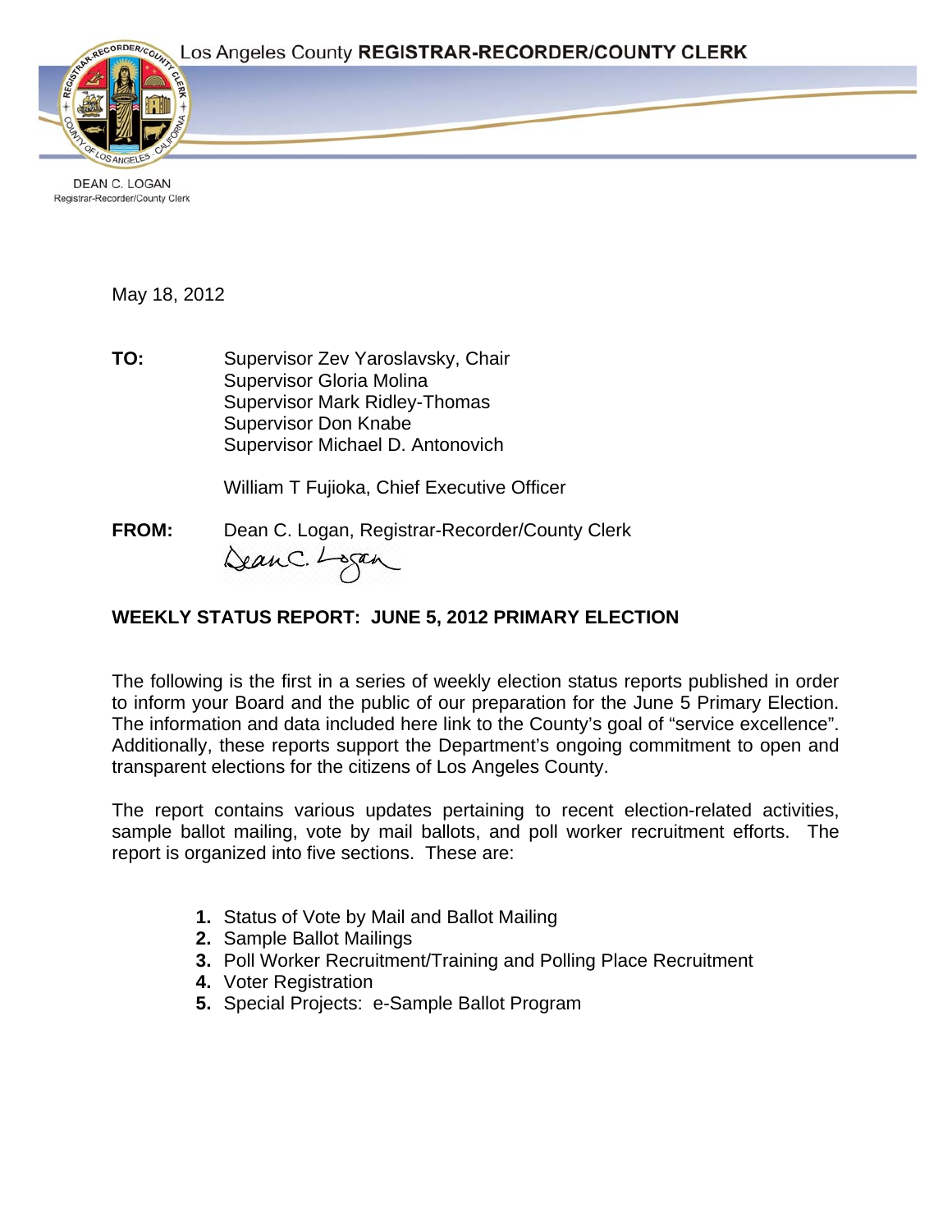Los Angeles County **REGISTRAR-RECORDER/COUNTY CLERK**

DEAN C. LOGAN
Registrar-Recorder/County Clerk

May 18, 2012

**TO:** Supervisor Zev Yaroslavsky, Chair
Supervisor Gloria Molina
Supervisor Mark Ridley-Thomas
Supervisor Don Knabe
Supervisor Michael D. Antonovich

William T Fujioka, Chief Executive Officer

**FROM:** Dean C. Logan, Registrar-Recorder/County Clerk

## WEEKLY STATUS REPORT: JUNE 5, 2012 PRIMARY ELECTION

The following is the first in a series of weekly election status reports published in order to inform your Board and the public of our preparation for the June 5 Primary Election. The information and data included here link to the County's goal of "service excellence". Additionally, these reports support the Department's ongoing commitment to open and transparent elections for the citizens of Los Angeles County.

The report contains various updates pertaining to recent election-related activities, sample ballot mailing, vote by mail ballots, and poll worker recruitment efforts. The report is organized into five sections. These are:

1. Status of Vote by Mail and Ballot Mailing
2. Sample Ballot Mailings
3. Poll Worker Recruitment/Training and Polling Place Recruitment
4. Voter Registration
5. Special Projects: e-Sample Ballot Program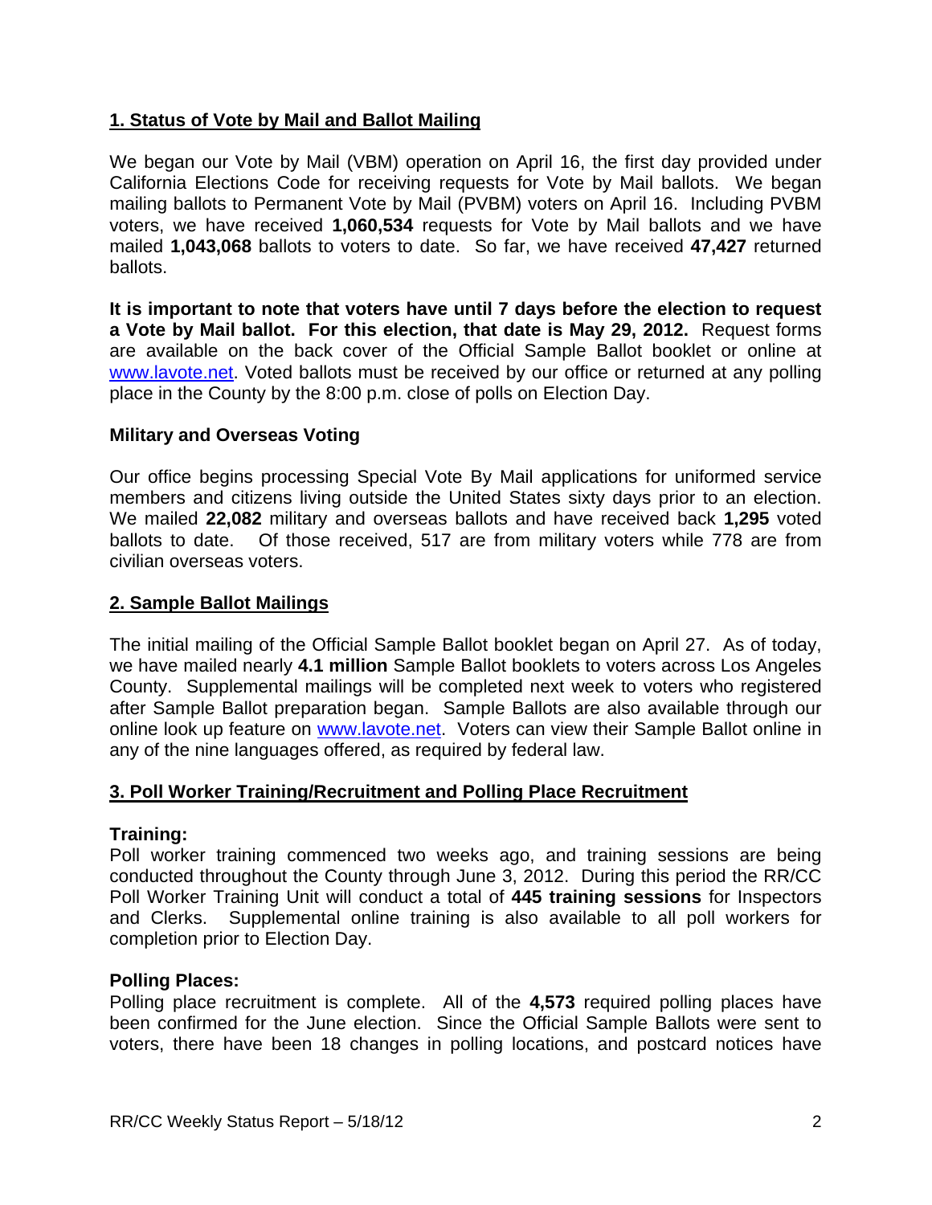## 1. Status of Vote by Mail and Ballot Mailing

We began our Vote by Mail (VBM) operation on April 16, the first day provided under California Elections Code for receiving requests for Vote by Mail ballots. We began mailing ballots to Permanent Vote by Mail (PVBM) voters on April 16. Including PVBM voters, we have received **1,060,534** requests for Vote by Mail ballots and we have mailed **1,043,068** ballots to voters to date. So far, we have received **47,427** returned ballots.

**It is important to note that voters have until 7 days before the election to request a Vote by Mail ballot. For this election, that date is May 29, 2012.** Request forms are available on the back cover of the Official Sample Ballot booklet or online at www.lavote.net. Voted ballots must be received by our office or returned at any polling place in the County by the 8:00 p.m. close of polls on Election Day.

### Military and Overseas Voting

Our office begins processing Special Vote By Mail applications for uniformed service members and citizens living outside the United States sixty days prior to an election. We mailed **22,082** military and overseas ballots and have received back **1,295** voted ballots to date. Of those received, 517 are from military voters while 778 are from civilian overseas voters.

## 2. Sample Ballot Mailings

The initial mailing of the Official Sample Ballot booklet began on April 27. As of today, we have mailed nearly **4.1 million** Sample Ballot booklets to voters across Los Angeles County. Supplemental mailings will be completed next week to voters who registered after Sample Ballot preparation began. Sample Ballots are also available through our online look up feature on www.lavote.net. Voters can view their Sample Ballot online in any of the nine languages offered, as required by federal law.

## 3. Poll Worker Training/Recruitment and Polling Place Recruitment

### Training:

Poll worker training commenced two weeks ago, and training sessions are being conducted throughout the County through June 3, 2012. During this period the RR/CC Poll Worker Training Unit will conduct a total of **445 training sessions** for Inspectors and Clerks. Supplemental online training is also available to all poll workers for completion prior to Election Day.

### Polling Places:

Polling place recruitment is complete. All of the **4,573** required polling places have been confirmed for the June election. Since the Official Sample Ballots were sent to voters, there have been 18 changes in polling locations, and postcard notices have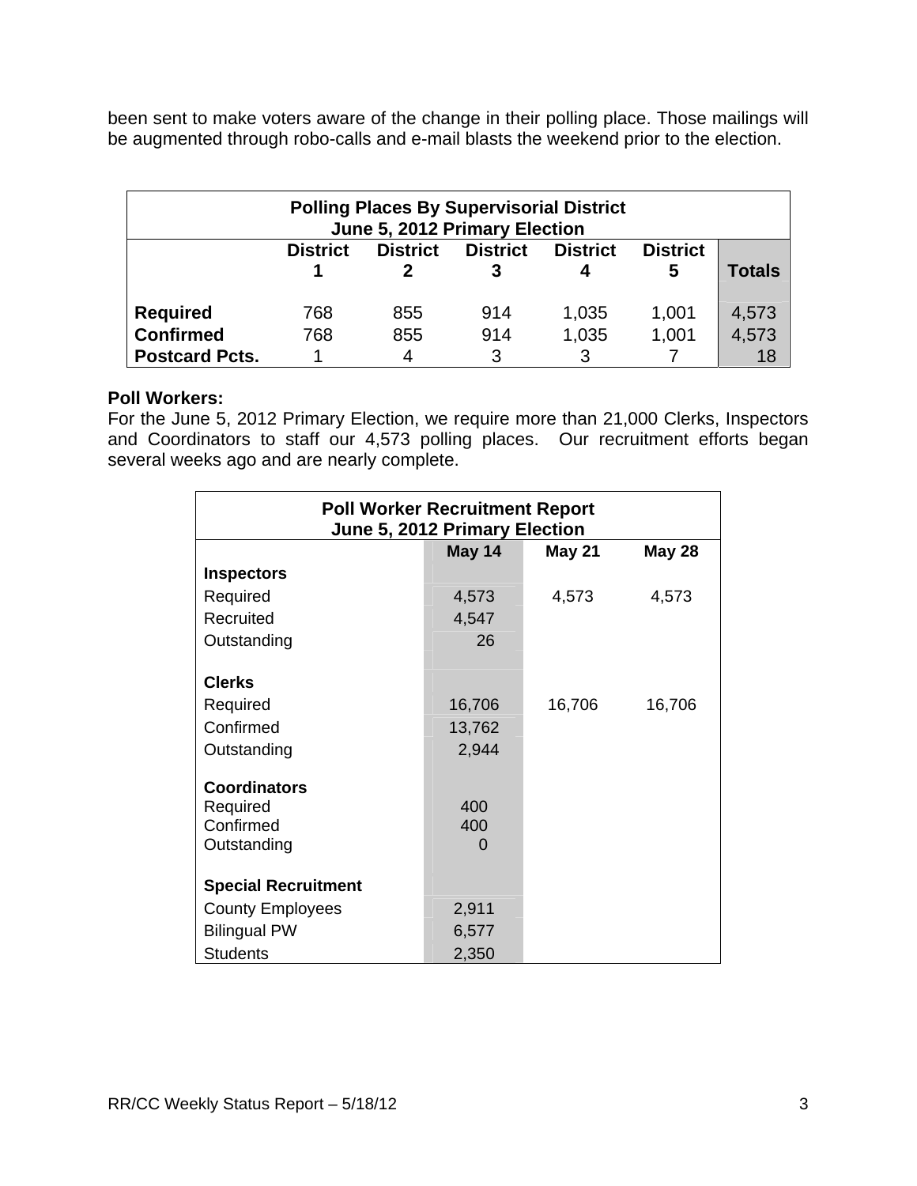been sent to make voters aware of the change in their polling place. Those mailings will be augmented through robo-calls and e-mail blasts the weekend prior to the election.

| Polling Places By Supervisorial District<br>June 5, 2012 Primary Election | | | | | | |
|---|---|---|---|---|---|---|
| | **District 1** | **District 2** | **District 3** | **District 4** | **District 5** | **Totals** |
| **Required** | 768 | 855 | 914 | 1,035 | 1,001 | 4,573 |
| **Confirmed** | 768 | 855 | 914 | 1,035 | 1,001 | 4,573 |
| **Postcard Pcts.** | 1 | 4 | 3 | 3 | 7 | 18 |

**Poll Workers:**
For the June 5, 2012 Primary Election, we require more than 21,000 Clerks, Inspectors and Coordinators to staff our 4,573 polling places. Our recruitment efforts began several weeks ago and are nearly complete.

| Poll Worker Recruitment Report<br>June 5, 2012 Primary Election | | | |
|---|---|---|---|
| | **May 14** | **May 21** | **May 28** |
| **Inspectors** | | | |
| Required | 4,573 | 4,573 | 4,573 |
| Recruited | 4,547 | | |
| Outstanding | 26 | | |
| **Clerks** | | | |
| Required | 16,706 | 16,706 | 16,706 |
| Confirmed | 13,762 | | |
| Outstanding | 2,944 | | |
| **Coordinators** | | | |
| Required | 400 | | |
| Confirmed | 400 | | |
| Outstanding | 0 | | |
| **Special Recruitment** | | | |
| County Employees | 2,911 | | |
| Bilingual PW | 6,577 | | |
| Students | 2,350 | | |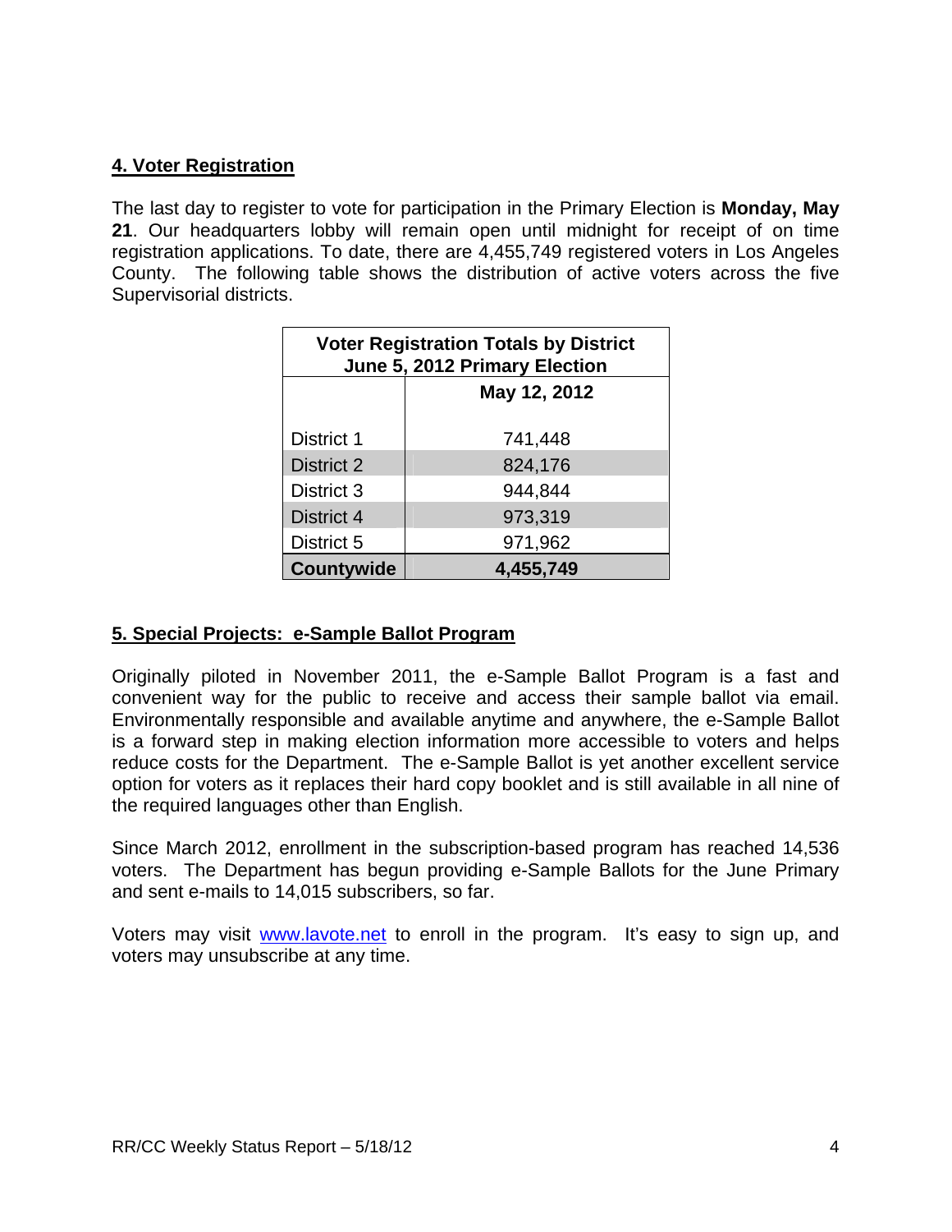## 4. Voter Registration

The last day to register to vote for participation in the Primary Election is **Monday, May 21**. Our headquarters lobby will remain open until midnight for receipt of on time registration applications. To date, there are 4,455,749 registered voters in Los Angeles County. The following table shows the distribution of active voters across the five Supervisorial districts.

| Voter Registration Totals by District June 5, 2012 Primary Election | |
|---|---|
| | **May 12, 2012** |
| District 1 | 741,448 |
| District 2 | 824,176 |
| District 3 | 944,844 |
| District 4 | 973,319 |
| District 5 | 971,962 |
| **Countywide** | **4,455,749** |

## 5. Special Projects: e-Sample Ballot Program

Originally piloted in November 2011, the e-Sample Ballot Program is a fast and convenient way for the public to receive and access their sample ballot via email. Environmentally responsible and available anytime and anywhere, the e-Sample Ballot is a forward step in making election information more accessible to voters and helps reduce costs for the Department. The e-Sample Ballot is yet another excellent service option for voters as it replaces their hard copy booklet and is still available in all nine of the required languages other than English.

Since March 2012, enrollment in the subscription-based program has reached 14,536 voters. The Department has begun providing e-Sample Ballots for the June Primary and sent e-mails to 14,015 subscribers, so far.

Voters may visit [www.lavote.net](http://www.lavote.net) to enroll in the program. It's easy to sign up, and voters may unsubscribe at any time.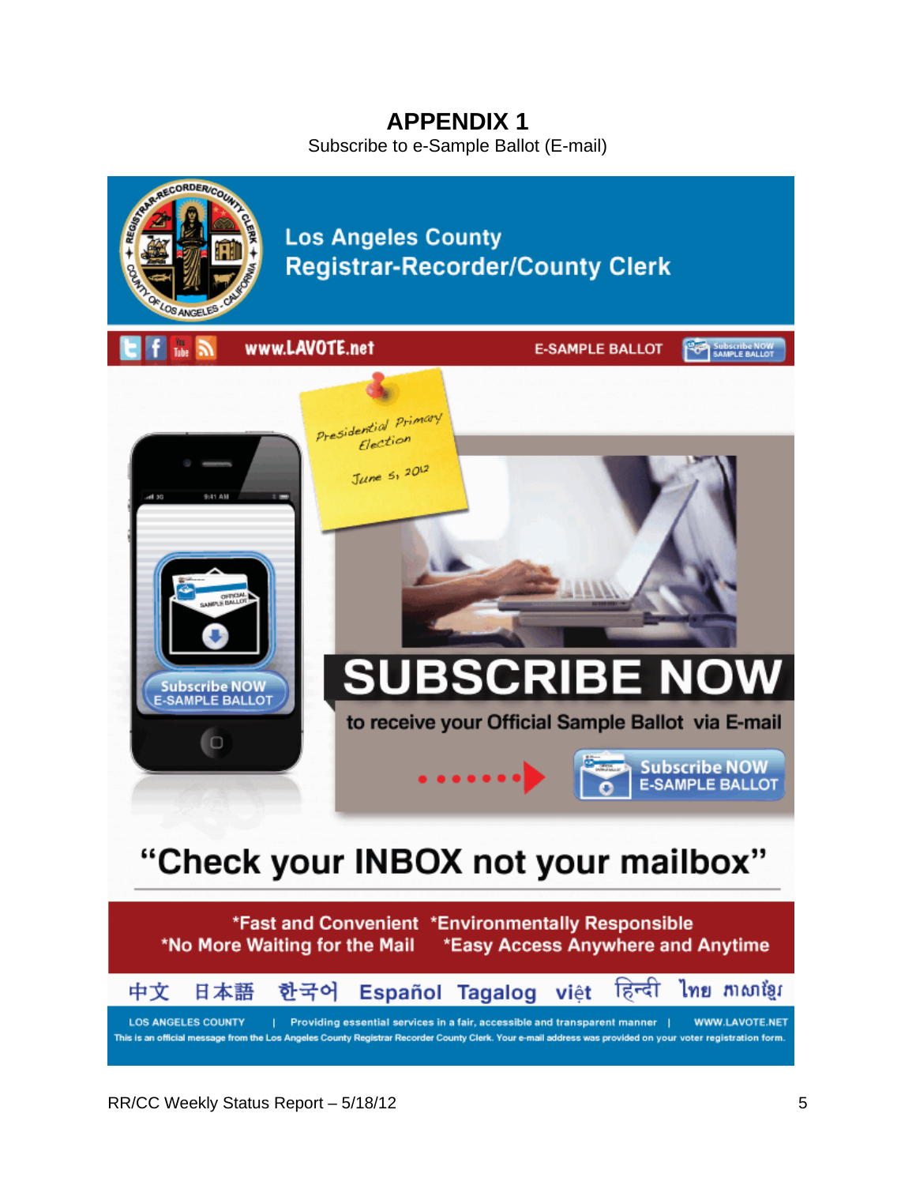# APPENDIX 1

Subscribe to e-Sample Ballot (E-mail)

Los Angeles County
Registrar-Recorder/County Clerk

www.LAVOTE.net E-SAMPLE BALLOT Subscribe NOW SAMPLE BALLOT

Presidential Primary Election

June 5, 2012

SUBSCRIBE NOW

to receive your Official Sample Ballot via E-mail

Subscribe NOW E-SAMPLE BALLOT

"Check your INBOX not your mailbox"

*Fast and Convenient *Environmentally Responsible
*No More Waiting for the Mail *Easy Access Anywhere and Anytime

中文 日本語 한국어 Español Tagalog việt हिन्दी ไทย ភាសាខ្មែរ

LOS ANGELES COUNTY | Providing essential services in a fair, accessible and transparent manner | WWW.LAVOTE.NET

This is an official message from the Los Angeles County Registrar Recorder County Clerk. Your e-mail address was provided on your voter registration form.

RR/CC Weekly Status Report – 5/18/12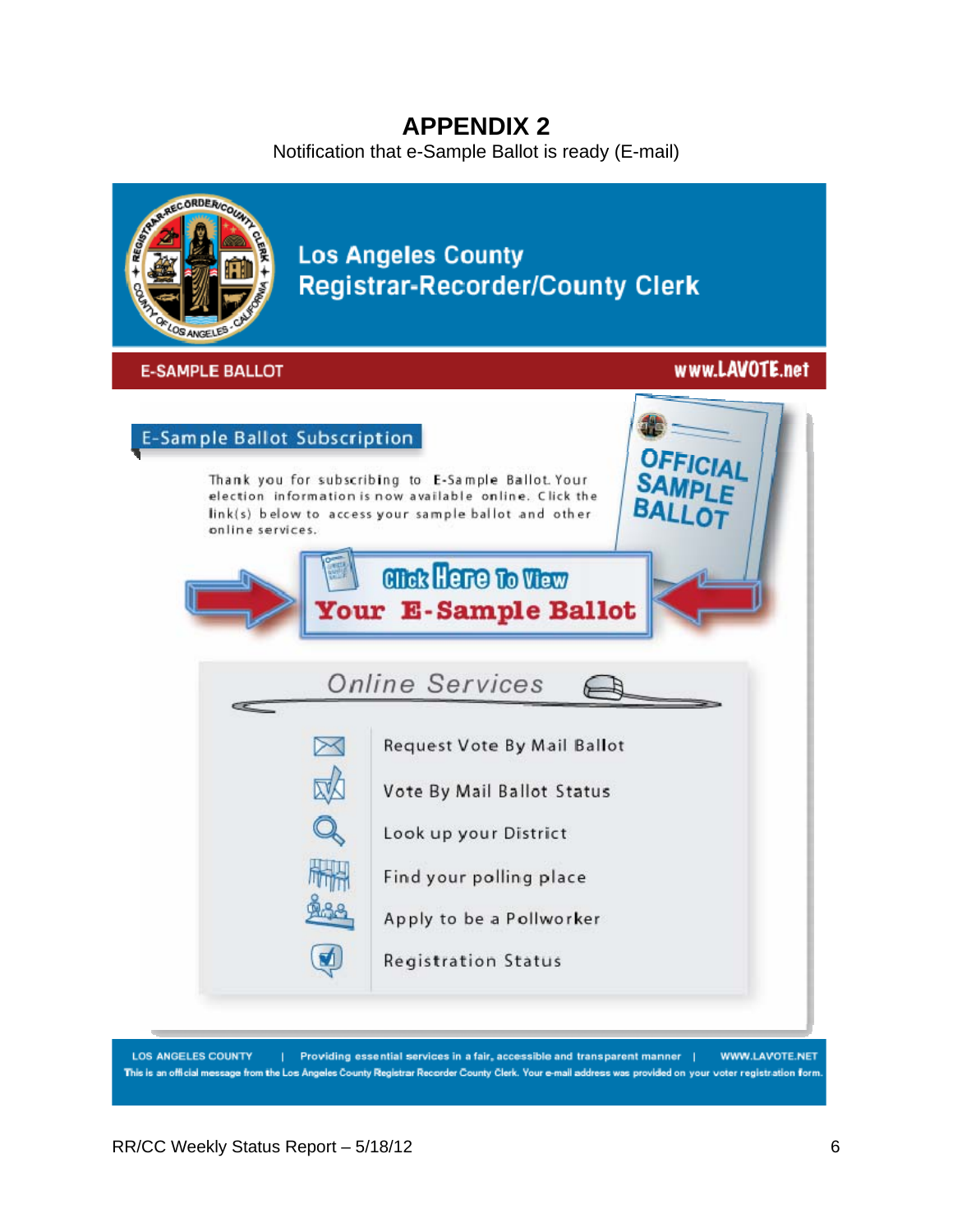# APPENDIX 2

Notification that e-Sample Ballot is ready (E-mail)

**Los Angeles County**
**Registrar-Recorder/County Clerk**

E-SAMPLE BALLOT

www.LAVOTE.net

## E-Sample Ballot Subscription

Thank you for subscribing to E-Sample Ballot. Your election information is now available online. Click the link(s) below to access your sample ballot and other online services.

OFFICIAL SAMPLE BALLOT

**Click Here To View Your E-Sample Ballot**

### Online Services

- Request Vote By Mail Ballot
- Vote By Mail Ballot Status
- Look up your District
- Find your polling place
- Apply to be a Pollworker
- Registration Status

LOS ANGELES COUNTY | Providing essential services in a fair, accessible and transparent manner | WWW.LAVOTE.NET

This is an official message from the Los Angeles County Registrar Recorder County Clerk. Your e-mail address was provided on your voter registration form.